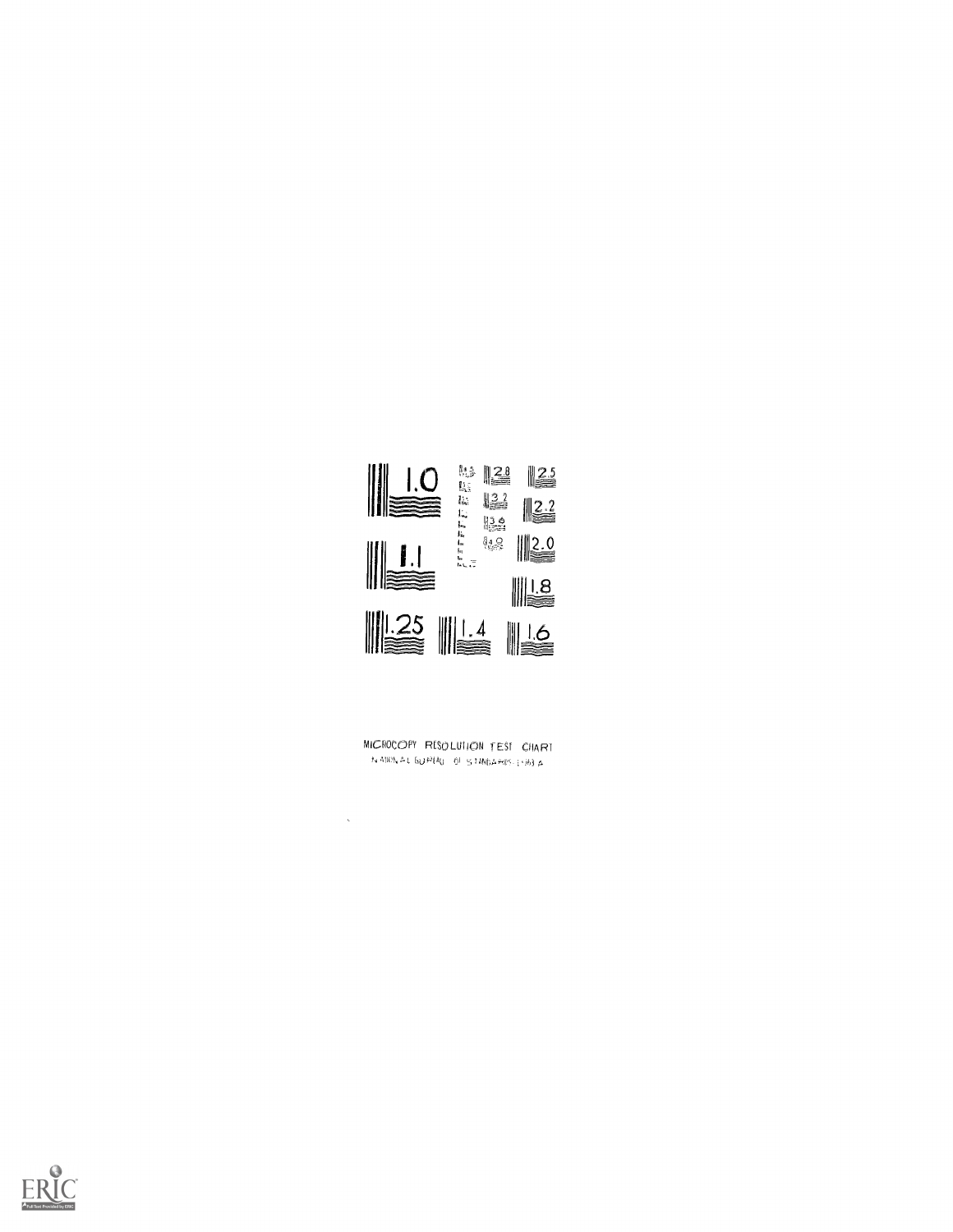MICROCOPY RESOLUTION TEST CHART

NATIONAL BUREAU OF STANDARDS-1963-A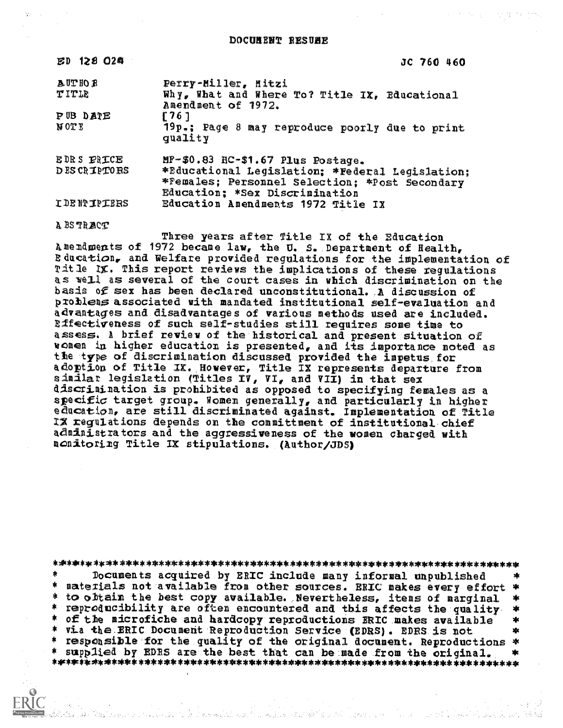# DOCUMENT RESUME

| | |
|---|---|
| ED 128 024 | JC 760 460 |
| AUTHOR | Perry-Miller, Mitzi |
| TITLE | Why, What and Where To? Title IX, Educational Amendment of 1972. |
| PUB DATE | [76] |
| NOTE | 19p.; Page 8 may reproduce poorly due to print quality |
| EDRS PRICE | MF-$0.83 HC-$1.67 Plus Postage. |
| DESCRIPTORS | *Educational Legislation; *Federal Legislation; *Females; Personnel Selection; *Post Secondary Education; *Sex Discrimination |
| IDENTIFIERS | Education Amendments 1972 Title IX |

ABSTRACT

Three years after Title IX of the Education Amendments of 1972 became law, the U. S. Department of Health, Education, and Welfare provided regulations for the implementation of Title IX. This report reviews the implications of these regulations as well as several of the court cases in which discrimination on the basis of sex has been declared unconstitutional. A discussion of problems associated with mandated institutional self-evaluation and advantages and disadvantages of various methods used are included. Effectiveness of such self-studies still requires some time to assess. A brief review of the historical and present situation of women in higher education is presented, and its importance noted as the type of discrimination discussed provided the impetus for adoption of Title IX. However, Title IX represents departure from similar legislation (Titles IV, VI, and VII) in that sex discrimination is prohibited as opposed to specifying females as a specific target group. Women generally, and particularly in higher education, are still discriminated against. Implementation of Title IX regulations depends on the committment of institutional chief administrators and the aggressiveness of the women charged with monitoring Title IX stipulations. (Author/JDS)

***********************************************************************
* Documents acquired by ERIC include many informal unpublished *
* materials not available from other sources. ERIC makes every effort *
* to obtain the best copy available. Nevertheless, items of marginal *
* reproducibility are often encountered and this affects the quality *
* of the microfiche and hardcopy reproductions ERIC makes available *
* via the ERIC Document Reproduction Service (EDRS). EDRS is not *
* responsible for the quality of the original document. Reproductions *
* supplied by EDRS are the best that can be made from the original. *
***********************************************************************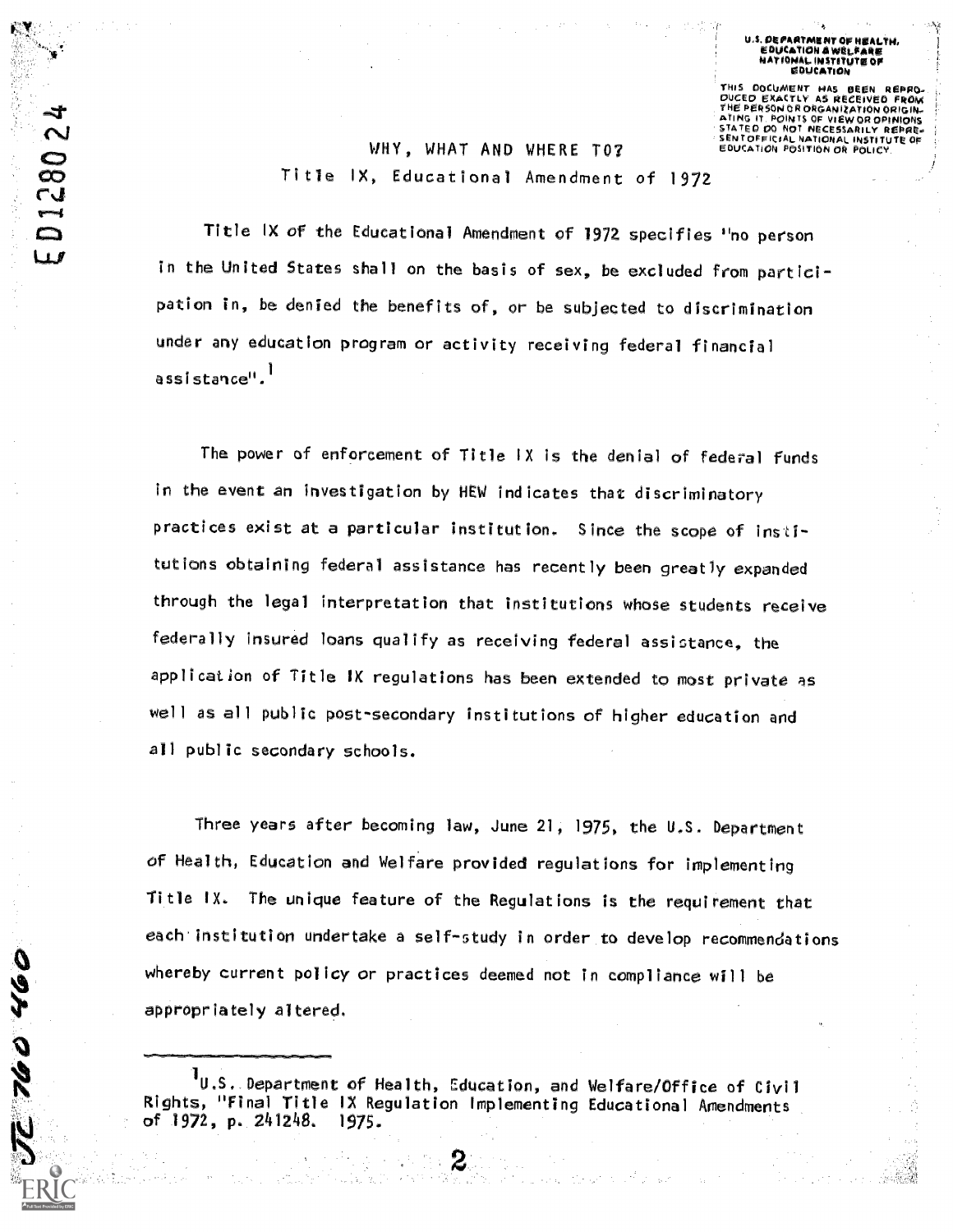## WHY, WHAT AND WHERE TO?

### Title IX, Educational Amendment of 1972

Title IX of the Educational Amendment of 1972 specifies "no person in the United States shall on the basis of sex, be excluded from participation in, be denied the benefits of, or be subjected to discrimination under any education program or activity receiving federal financial assistance".[1]

The power of enforcement of Title IX is the denial of federal funds in the event an investigation by HEW indicates that discriminatory practices exist at a particular institution. Since the scope of institutions obtaining federal assistance has recently been greatly expanded through the legal interpretation that institutions whose students receive federally insured loans qualify as receiving federal assistance, the application of Title IX regulations has been extended to most private as well as all public post-secondary institutions of higher education and all public secondary schools.

Three years after becoming law, June 21, 1975, the U.S. Department of Health, Education and Welfare provided regulations for implementing Title IX. The unique feature of the Regulations is the requirement that each institution undertake a self-study in order to develop recommendations whereby current policy or practices deemed not in compliance will be appropriately altered.

---

[1] U.S. Department of Health, Education, and Welfare/Office of Civil Rights, "Final Title IX Regulation Implementing Educational Amendments of 1972, p. 241248. 1975.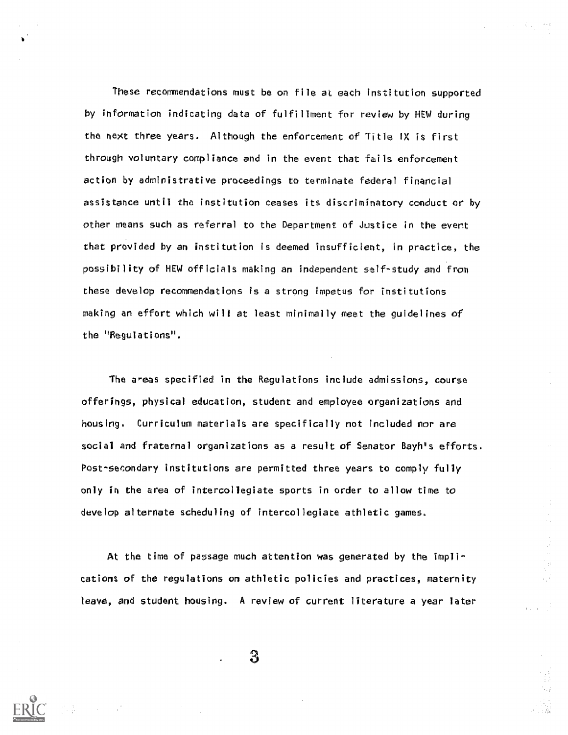These recommendations must be on file at each institution supported by information indicating data of fulfillment for review by HEW during the next three years. Although the enforcement of Title IX is first through voluntary compliance and in the event that fails enforcement action by administrative proceedings to terminate federal financial assistance until the institution ceases its discriminatory conduct or by other means such as referral to the Department of Justice in the event that provided by an institution is deemed insufficient, in practice, the possibility of HEW officials making an independent self-study and from these develop recommendations is a strong impetus for institutions making an effort which will at least minimally meet the guidelines of the "Regulations".

The areas specified in the Regulations include admissions, course offerings, physical education, student and employee organizations and housing. Curriculum materials are specifically not included nor are social and fraternal organizations as a result of Senator Bayh's efforts. Post-secondary institutions are permitted three years to comply fully only in the area of intercollegiate sports in order to allow time to develop alternate scheduling of intercollegiate athletic games.

At the time of passage much attention was generated by the implications of the regulations on athletic policies and practices, maternity leave, and student housing. A review of current literature a year later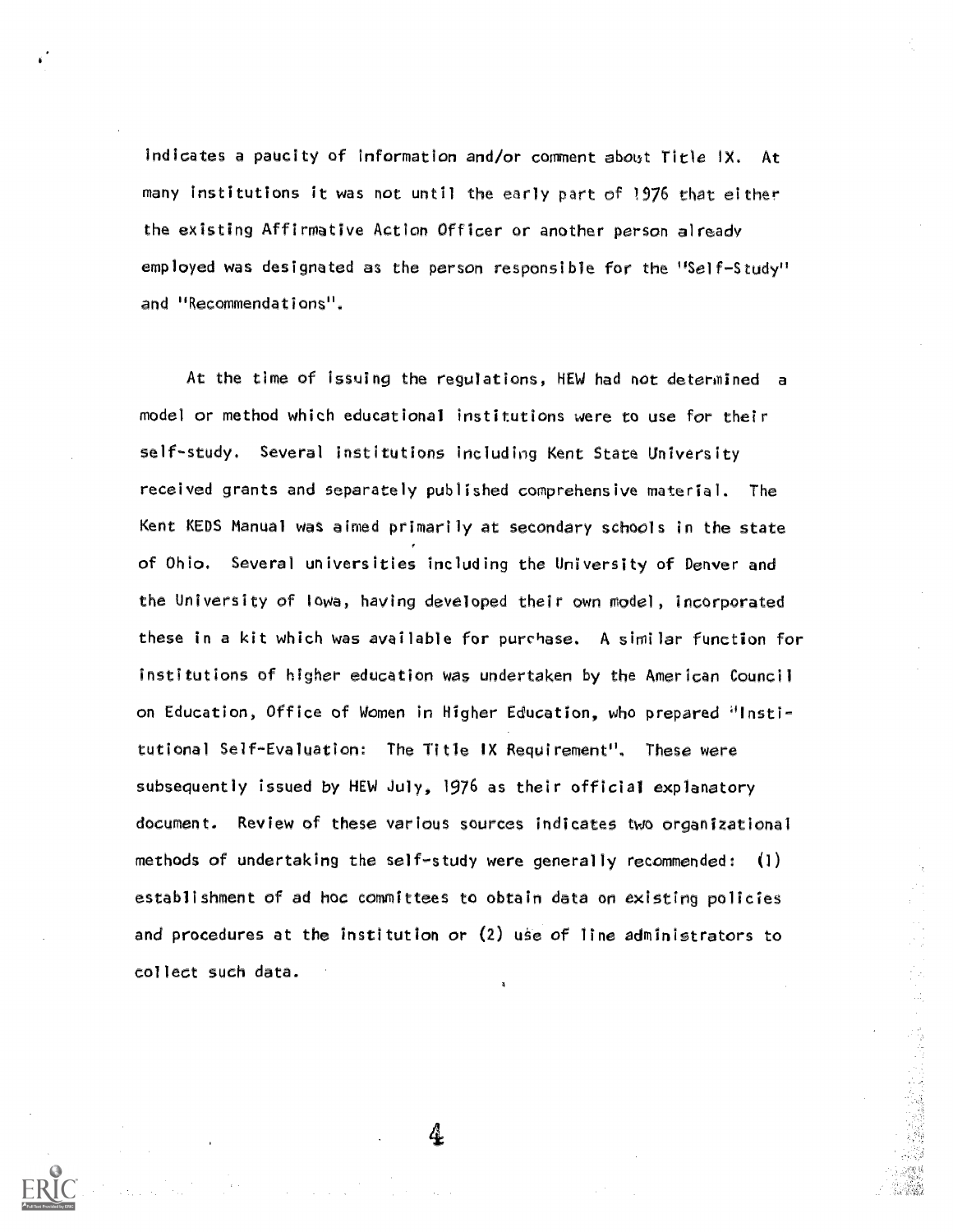indicates a paucity of information and/or comment about Title IX. At many institutions it was not until the early part of 1976 that either the existing Affirmative Action Officer or another person already employed was designated as the person responsible for the "Self-Study" and "Recommendations".

At the time of issuing the regulations, HEW had not determined a model or method which educational institutions were to use for their self-study. Several institutions including Kent State University received grants and separately published comprehensive material. The Kent KEDS Manual was aimed primarily at secondary schools in the state of Ohio. Several universities including the University of Denver and the University of Iowa, having developed their own model, incorporated these in a kit which was available for purchase. A similar function for institutions of higher education was undertaken by the American Council on Education, Office of Women in Higher Education, who prepared "Institutional Self-Evaluation: The Title IX Requirement". These were subsequently issued by HEW July, 1976 as their official explanatory document. Review of these various sources indicates two organizational methods of undertaking the self-study were generally recommended: (1) establishment of ad hoc committees to obtain data on existing policies and procedures at the institution or (2) use of line administrators to collect such data.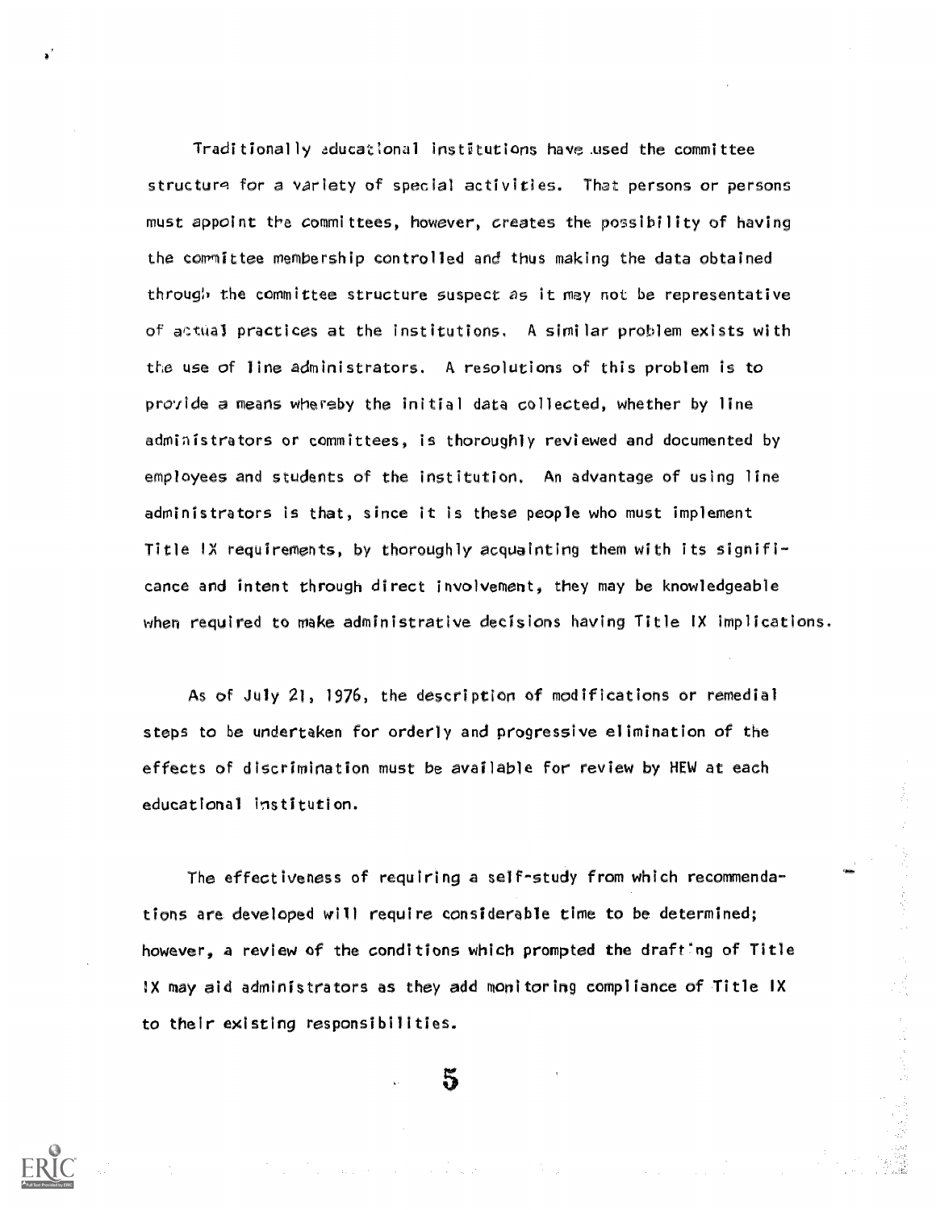Traditionally educational institutions have used the committee structure for a variety of special activities. That persons or persons must appoint the committees, however, creates the possibility of having the committee membership controlled and thus making the data obtained through the committee structure suspect as it may not be representative of actual practices at the institutions. A similar problem exists with the use of line administrators. A resolutions of this problem is to provide a means whereby the initial data collected, whether by line administrators or committees, is thoroughly reviewed and documented by employees and students of the institution. An advantage of using line administrators is that, since it is these people who must implement Title IX requirements, by thoroughly acquainting them with its significance and intent through direct involvement, they may be knowledgeable when required to make administrative decisions having Title IX implications.

As of July 21, 1976, the description of modifications or remedial steps to be undertaken for orderly and progressive elimination of the effects of discrimination must be available for review by HEW at each educational institution.

The effectiveness of requiring a self-study from which recommendations are developed will require considerable time to be determined; however, a review of the conditions which prompted the drafting of Title IX may aid administrators as they add monitoring compliance of Title IX to their existing responsibilities.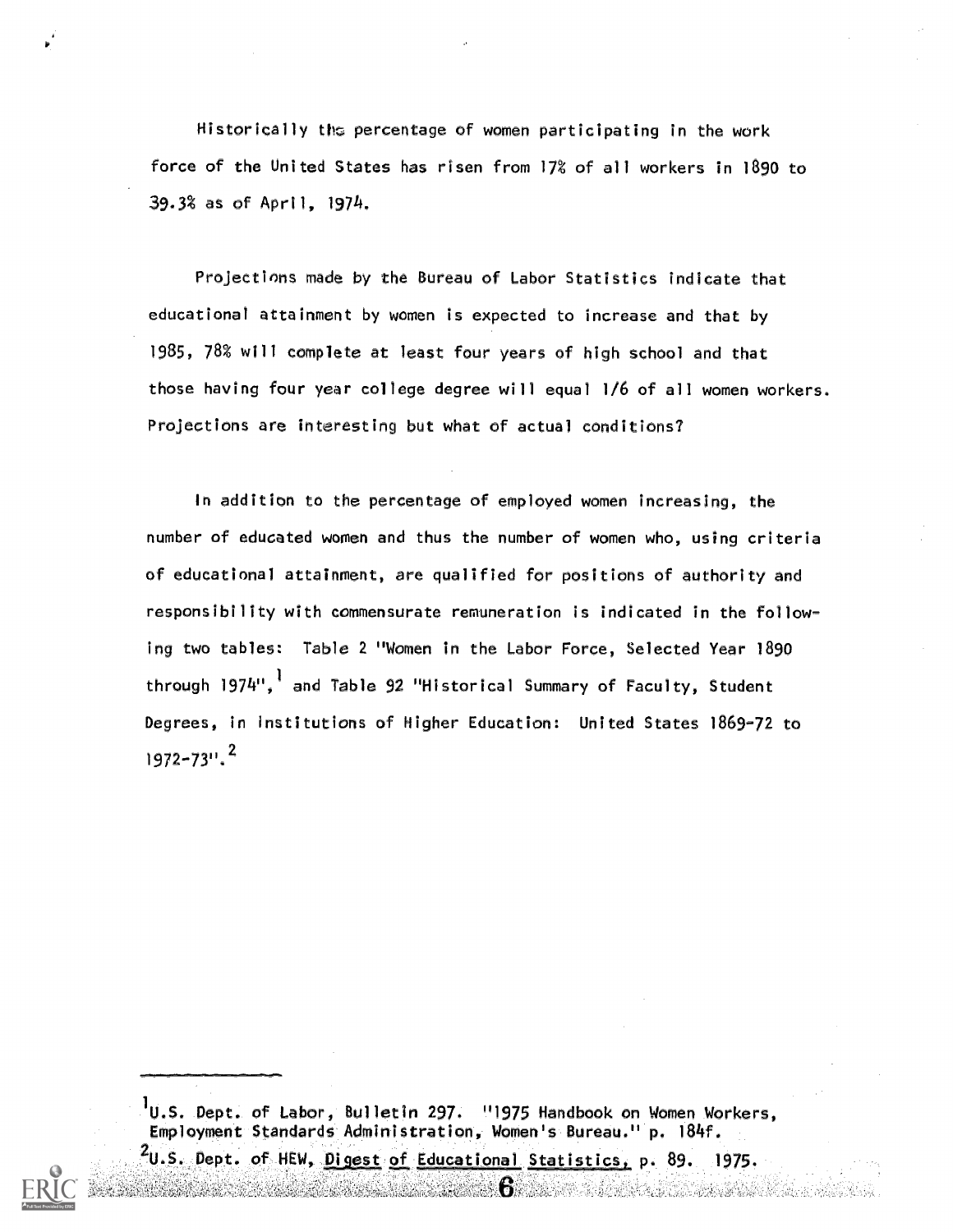Historically the percentage of women participating in the work force of the United States has risen from 17% of all workers in 1890 to 39.3% as of April, 1974.

Projections made by the Bureau of Labor Statistics indicate that educational attainment by women is expected to increase and that by 1985, 78% will complete at least four years of high school and that those having four year college degree will equal 1/6 of all women workers. Projections are interesting but what of actual conditions?

In addition to the percentage of employed women increasing, the number of educated women and thus the number of women who, using criteria of educational attainment, are qualified for positions of authority and responsibility with commensurate remuneration is indicated in the following two tables: Table 2 "Women in the Labor Force, Selected Year 1890 through 1974",[1] and Table 92 "Historical Summary of Faculty, Student Degrees, in Institutions of Higher Education: United States 1869-72 to 1972-73".[2]

---

[1] U.S. Dept. of Labor, Bulletin 297. "1975 Handbook on Women Workers, Employment Standards Administration, Women's Bureau." p. 184f.

[2] U.S. Dept. of HEW, Digest of Educational Statistics, p. 89. 1975.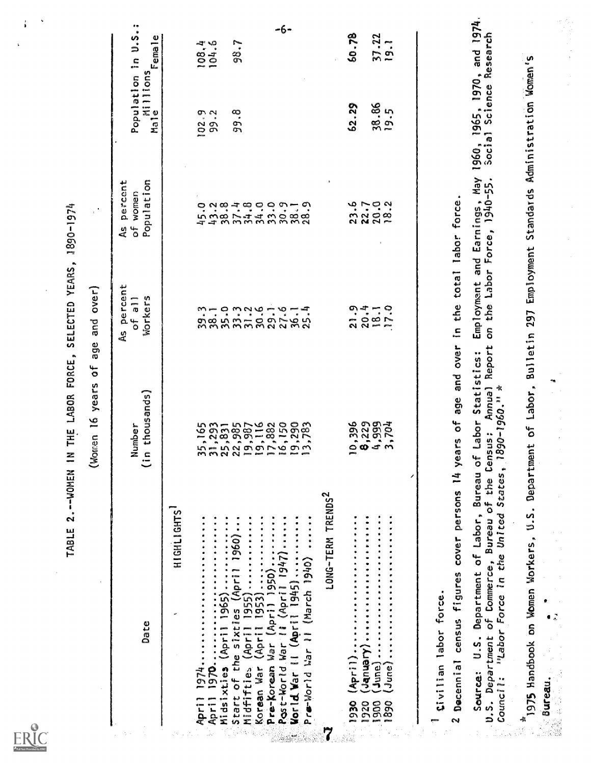TABLE 2.--WOMEN IN THE LABOR FORCE, SELECTED YEARS, 1890-1974

(Women 16 years of age and over)

| Date | Number (in thousands) | As percent of all Workers | As percent of women Population | Population in U.S.: Millions Male | Population in U.S.: Millions Female |
|---|---|---|---|---|---|
| HIGHLIGHTS[1] | | | | | |
| April 1974 | 35,165 | 39.3 | 45.0 | 102.9 | 108.4 |
| April 1970 | 31,293 | 38.1 | 43.2 | 99.2 | 104.6 |
| Midsixties (April 1965) | 25,831 | 35.0 | 38.8 | | |
| Start of the sixties (April 1960) | 22,985 | 33.3 | 37.4 | 99.8 | 98.7 |
| Midfifties (April 1955) | 19,987 | 31.2 | 34.8 | | |
| Korean War (April 1953) | 19,116 | 30.6 | 34.0 | | |
| Pre-Korean War (April 1950) | 17,882 | 29.1 | 33.0 | | |
| Post-World War II (April 1947) | 16,150 | 27.6 | 30.9 | | |
| World War II (April 1945) | 19,290 | 36.1 | 38.1 | | |
| Pre-World War II (March 1940) | 13,783 | 25.4 | 28.9 | | |
| LONG-TERM TRENDS[2] | | | | | |
| 1930 (April) | 10,396 | 21.9 | 23.6 | 62.29 | 60.78 |
| 1920 (January) | 8,229 | 20.4 | 22.7 | | |
| 1900 (June) | 4,999 | 18.1 | 20.0 | 38.86 | 37.22 |
| 1890 (June) | 3,704 | 17.0 | 18.2 | 19.5 | 19.1 |

1 Civilian labor force.

2 Decennial census figures cover persons 14 years of age and over in the total labor force.

Source: U.S. Department of Labor, Bureau of Labor Statistics: Employment and Earnings, May 1960, 1965, 1970, and 1974. U.S. Department of Commerce, Bureau of the Census: Annual Report on the Labor Force, 1940-55. Social Science Research Council: *"Labor Force in the United States, 1890-1960."* *

* 1975 Handbook on Women Workers, U.S. Department of Labor, Bulletin 297 Employment Standards Administration Women's Bureau.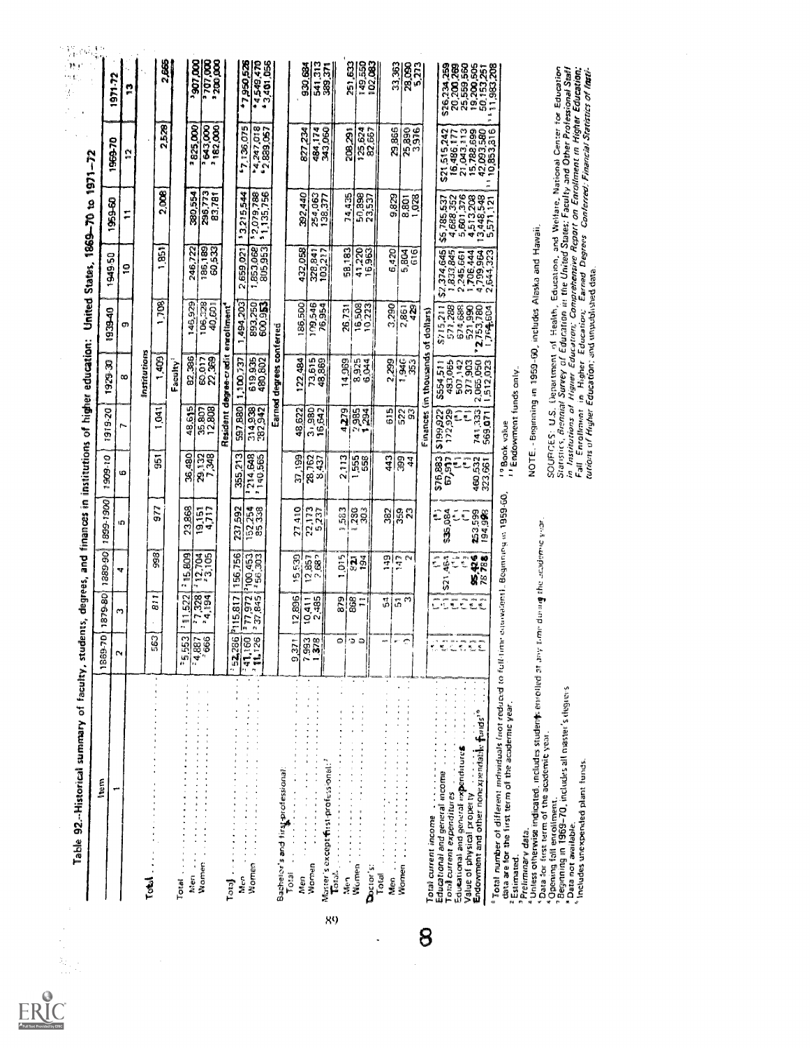Table 92.—Historical summary of faculty, students, degrees, and finances in institutions of higher education: United States, 1869–70 to 1971–72

| Item | 1869-70 | 1879-80 | 1889-90 | 1899-1900 | 1909-10 | 1919-20 | 1929-30 | 1939-40 | 1949-50 | 1959-60 | 1969-70 | 1971-72 |
|---|---|---|---|---|---|---|---|---|---|---|---|---|
| 1 | 2 | 3 | 4 | 5 | 6 | 7 | 8 | 9 | 10 | 11 | 12 | 13 |
| **Institutions** | | | | | | | | | | | | |
| Total | 563 | 811 | 998 | 977 | 951 | 1,041 | 1,409 | 1,708 | 1,851 | 2,008 | 2,525 | 2,665 |
| **Faculty[1]** | | | | | | | | | | | | |
| Total | [2]5,553 | [2]11,522 | [2]15,809 | 23,868 | 36,480 | 48,615 | 82,386 | 146,929 | 246,722 | 380,554 | [3]825,000 | [3]907,000 |
| Men | [2]4,887 | [2]7,328 | [2]12,704 | 19,151 | 29,132 | 35,807 | 60,017 | 106,328 | 186,189 | 296,773 | [3]643,000 | [3]707,000 |
| Women | [2]666 | [2]4,194 | [2]3,105 | 4,717 | 7,348 | 12,808 | 22,369 | 40,601 | 60,533 | 83,781 | [3]182,000 | [3]200,000 |
| **Resident degree-credit enrollment[4]** | | | | | | | | | | | | |
| Total | [2]52,286 | 115,817 | 156,756 | 237,592 | 355,213 | 597,880 | 1,100,737 | 1,494,203 | 2,659,021 | [5]3,215,544 | [6]7,136,075 | [6]7,950,526 |
| Men | [2]41,160 | [2]77,972 | [2]100,453 | [2]152,254 | [2]214,648 | 314,938 | 619,935 | 893,250 | 1,853,068 | [5]2,079,788 | [6]4,247,018 | [6]4,549,470 |
| Women | [2]11,126 | [2]37,845 | [2]56,303 | [2]85,338 | [2]140,565 | 282,942 | 480,802 | 600,953 | 805,953 | [5]1,135,756 | [6]2,889,057 | [6]3,401,056 |
| **Earned degrees conferred** | | | | | | | | | | | | |
| Bachelor's and first-professional: | | | | | | | | | | | | |
| Total | 9,371 | 12,896 | 15,539 | 27,410 | 37,199 | 48,622 | 122,484 | 186,500 | 432,058 | 392,440 | 827,234 | 930,684 |
| Men | 7,993 | 10,411 | 12,857 | 22,173 | 28,762 | 31,980 | 73,615 | 109,546 | 328,841 | 254,063 | 484,174 | 541,313 |
| Women | 1,378 | 2,485 | 2,682 | 5,237 | 8,437 | 16,642 | 48,869 | 76,954 | 103,217 | 138,377 | 343,060 | 389,371 |
| Master's except first-professional:[7] | | | | | | | | | | | | |
| Total | 0 | 879 | 1,015 | 1,583 | 2,113 | 4,279 | 14,969 | 26,731 | 58,183 | 74,435 | 208,291 | 251,633 |
| Men | 0 | 868 | 821 | 1,280 | 1,555 | 2,985 | 8,925 | 16,508 | 41,220 | 50,898 | 125,624 | 149,550 |
| Women | 0 | 11 | 194 | 303 | 558 | 1,294 | 6,044 | 10,223 | 16,963 | 23,537 | 82,667 | 102,083 |
| Doctor's: | | | | | | | | | | | | |
| Total | 1 | 54 | 149 | 382 | 443 | 615 | 2,299 | 3,290 | 6,420 | 9,829 | 29,866 | 33,363 |
| Men | 1 | 51 | 147 | 359 | 399 | 522 | 1,946 | 2,861 | 5,804 | 8,801 | 25,890 | 28,090 |
| Women | 0 | 3 | 2 | 23 | 44 | 93 | 353 | 429 | 616 | 1,028 | 3,976 | 5,273 |
| **Finances (in thousands of dollars)** | | | | | | | | | | | | |
| Total current income | (8) | (8) | (8) | (8) | $76,883 | $199,922 | $554,511 | $715,211 | $2,374,645 | $5,785,537 | $21,515,242 | $26,234,259 |
| Educational and general income | (8) | (8) | $21,464 | $35,084 | 67,917 | 172,929 | 483,065 | 571,288 | 1,833,845 | 4,688,352 | 16,486,177 | 20,200,269 |
| Total current expenditures | (8) | (8) | (8) | (8) | (8) | (8) | 507,142 | 674,688 | 2,245,661 | 5,601,376 | 21,043,113 | 25,559,560 |
| Educational and general expenditures | (8) | (8) | (8) | (8) | (8) | (8) | 377,903 | 521,990 | 1,706,444 | 4,513,208 | 15,788,699 | 19,200,505 |
| Value of physical property | (8) | (8) | 95,426 | 253,599 | 460,532 | 741,333 | 2,065,050 | [9]2,753,780 | 4,799,964 | 13,448,548 | 42,093,580 | 50,153,251 |
| Endowment and other nonexpendable funds[10] | (8) | (8) | 78,788 | 194,998 | 323,661 | 569,071 | 1,512,023 | 1,764,604 | 2,644,323 | 5,571,121 | [11]10,853,816 | [11]11,983,208 |

[1] Total number of different individuals (not reduced to full-time equivalent). Beginning in 1959-60, data are for the first term of the academic year.
[2] Estimated.
[3] Preliminary data.
[4] Unless otherwise indicated, includes students enrolled at any time during the academic year.
[5] Data for first term of the academic year.
[6] Opening fall enrollment.
[7] Beginning in 1969–70, includes all master's degrees.
[8] Data not available.
[9] Includes unexpended plant funds.
[10] Book value.
[11] Endowment funds only.

NOTE.—Beginning in 1959-60, includes Alaska and Hawaii.

SOURCES: U.S. Department of Health, Education, and Welfare, National Center for Education Statistics, *Biennial Survey of Education in the United States*; *Faculty and Other Professional Staff in Institutions of Higher Education*; *Comprehensive Report on Enrollment in Higher Education*; *Fall Enrollment in Higher Education*; *Earned Degrees Conferred*; *Financial Statistics of Institutions of Higher Education*; and unpublished data.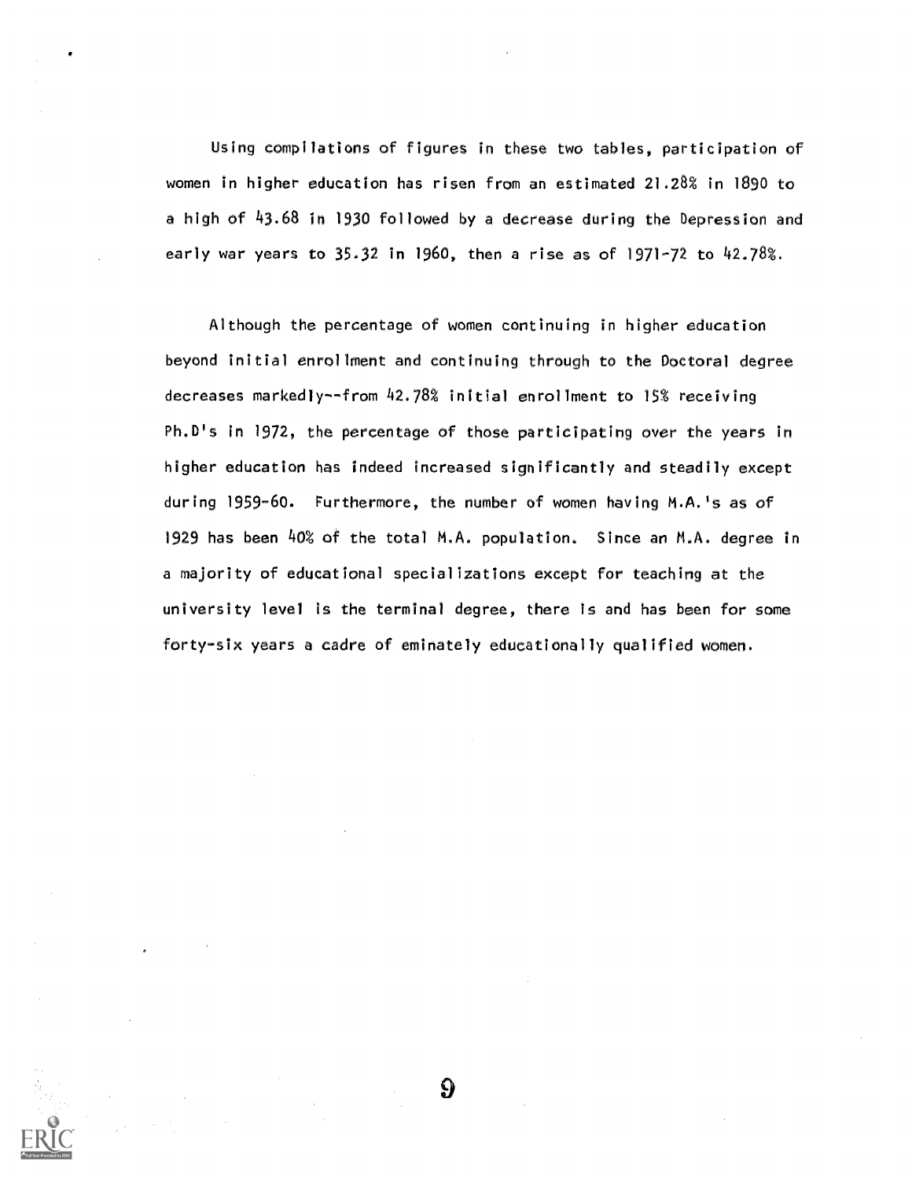Using compilations of figures in these two tables, participation of women in higher education has risen from an estimated 21.28% in 1890 to a high of 43.68 in 1930 followed by a decrease during the Depression and early war years to 35.32 in 1960, then a rise as of 1971-72 to 42.78%.

Although the percentage of women continuing in higher education beyond initial enrollment and continuing through to the Doctoral degree decreases markedly--from 42.78% initial enrollment to 15% receiving Ph.D's in 1972, the percentage of those participating over the years in higher education has indeed increased significantly and steadily except during 1959-60. Furthermore, the number of women having M.A.'s as of 1929 has been 40% of the total M.A. population. Since an M.A. degree in a majority of educational specializations except for teaching at the university level is the terminal degree, there is and has been for some forty-six years a cadre of eminately educationally qualified women.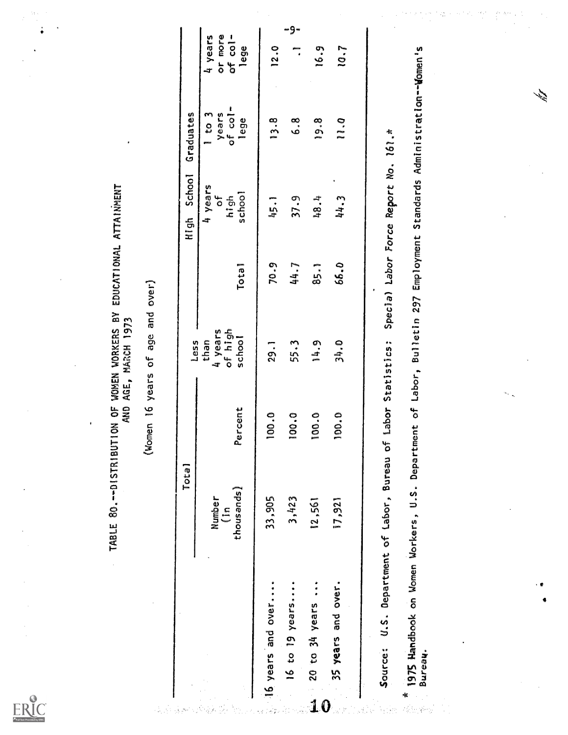TABLE 80.--DISTRIBUTION OF WOMEN WORKERS BY EDUCATIONAL ATTAINMENT AND AGE, MARCH 1973

(Women 16 years of age and over)

| | Total | | Less than 4 years of high school | High School Graduates | | | |
|---|---|---|---|---|---|---|---|
| | Number (in thousands) | Percent | | Total | 4 years of high school | 1 to 3 years of college | 4 years or more of college |
| 16 years and over.... | 33,905 | 100.0 | 29.1 | 70.9 | 45.1 | 13.8 | 12.0 |
| 16 to 19 years.... | 3,423 | 100.0 | 55.3 | 44.7 | 37.9 | 6.8 | .1 |
| 20 to 34 years ... | 12,561 | 100.0 | 14.9 | 85.1 | 48.4 | 19.8 | 16.9 |
| 35 years and over. | 17,921 | 100.0 | 34.0 | 66.0 | 44.3 | 11.0 | 10.7 |

Source: U.S. Department of Labor, Bureau of Labor Statistics: *Special Labor Force Report No. 161.**

\* 1975 Handbook on Women Workers, U.S. Department of Labor, Bulletin 297 Employment Standards Administration--Women's Bureau.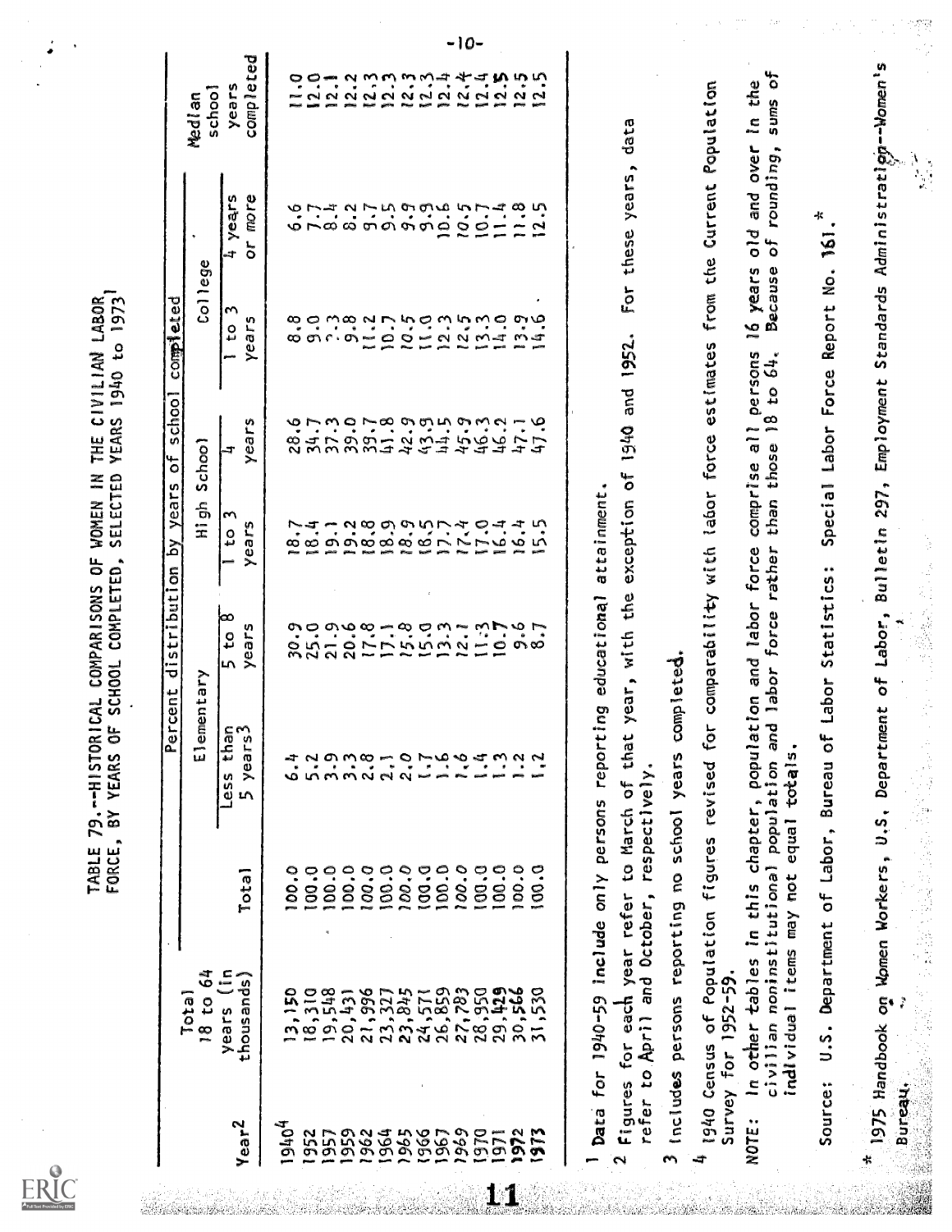TABLE 79.--HISTORICAL COMPARISONS OF WOMEN IN THE CIVILIAN LABOR FORCE, BY YEARS OF SCHOOL COMPLETED, SELECTED YEARS 1940 to 1973[1]

| Year[2] | Total 18 to 64 years (in thousands) | Total | Percent distribution by years of school completed | | | | | | Median school years completed |
|---|---|---|---|---|---|---|---|---|---|
| | | | Elementary | | High School | | College | | |
| | | | Less than 5 years[3] | 5 to 8 years | 1 to 3 years | 4 years | 1 to 3 years | 4 years or more | |
| 1940[4] | 13,150 | 100.0 | 6.4 | 30.9 | 18.7 | 28.6 | 8.8 | 6.6 | 11.0 |
| 1952 | 18,310 | 100.0 | 5.2 | 25.0 | 18.4 | 34.7 | 9.0 | 7.7 | 12.0 |
| 1957 | 19,548 | 100.0 | 3.9 | 21.9 | 19.1 | 37.3 | 9.3 | 8.4 | 12.1 |
| 1959 | 20,431 | 100.0 | 3.3 | 20.6 | 19.2 | 39.0 | 9.8 | 8.2 | 12.2 |
| 1962 | 21,996 | 100.0 | 2.8 | 17.8 | 18.8 | 39.7 | 11.2 | 9.7 | 12.3 |
| 1964 | 23,327 | 100.0 | 2.1 | 17.1 | 18.9 | 41.8 | 10.7 | 9.5 | 12.3 |
| 1965 | 23,845 | 100.0 | 2.0 | 15.8 | 18.9 | 42.9 | 10.5 | 9.9 | 12.3 |
| 1966 | 24,571 | 100.0 | 1.7 | 15.0 | 18.5 | 43.9 | 11.0 | 9.9 | 12.3 |
| 1967 | 26,859 | 100.0 | 1.6 | 13.3 | 17.7 | 44.5 | 12.3 | 10.6 | 12.4 |
| 1969 | 27,783 | 100.0 | 1.6 | 12.1 | 17.4 | 45.9 | 12.5 | 10.5 | 12.4 |
| 1970 | 28,950 | 100.0 | 1.4 | 11.3 | 17.0 | 46.3 | 13.3 | 10.7 | 12.4 |
| 1971 | 29,429 | 100.0 | 1.3 | 10.7 | 16.4 | 46.2 | 14.0 | 11.4 | 12.5 |
| 1972 | 30,566 | 100.0 | 1.2 | 9.6 | 16.4 | 47.1 | 13.9 | 11.8 | 12.5 |
| 1973 | 31,530 | 100.0 | 1.2 | 8.7 | 15.5 | 47.6 | 14.6 | 12.5 | 12.5 |

1 Data for 1940-59 include only persons reporting educational attainment.

2 Figures for each year refer to March of that year, with the exception of 1940 and 1952. For these years, data refer to April and October, respectively.

3 Includes persons reporting no school years completed.

4 1940 Census of Population figures revised for comparability with labor force estimates from the Current Population Survey for 1952-59.

NOTE: In other tables in this chapter, population and labor force comprise all persons 16 years old and over in the civilian noninstitutional population and labor force rather than those 18 to 64. Because of rounding, sums of individual items may not equal totals.

Source: U.S. Department of Labor, Bureau of Labor Statistics: Special Labor Force Report No. 161.*

* 1975 Handbook on Women Workers, U.S. Department of Labor, Bulletin 297, Employment Standards Administration--Women's Bureau.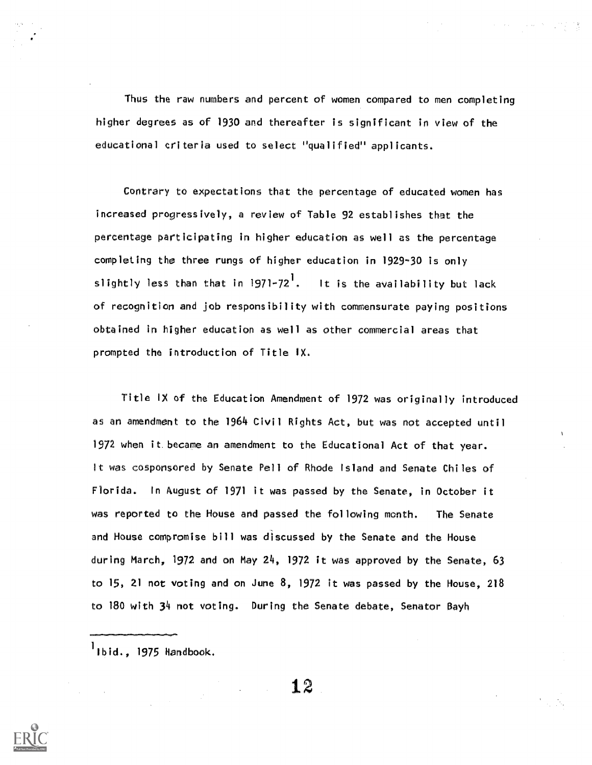Thus the raw numbers and percent of women compared to men completing higher degrees as of 1930 and thereafter is significant in view of the educational criteria used to select "qualified" applicants.

Contrary to expectations that the percentage of educated women has increased progressively, a review of Table 92 establishes that the percentage participating in higher education as well as the percentage completing the three rungs of higher education in 1929-30 is only slightly less than that in 1971-72[1]. It is the availability but lack of recognition and job responsibility with commensurate paying positions obtained in higher education as well as other commercial areas that prompted the introduction of Title IX.

Title IX of the Education Amendment of 1972 was originally introduced as an amendment to the 1964 Civil Rights Act, but was not accepted until 1972 when it became an amendment to the Educational Act of that year. It was cosponsored by Senate Pell of Rhode Island and Senate Chiles of Florida. In August of 1971 it was passed by the Senate, in October it was reported to the House and passed the following month. The Senate and House compromise bill was discussed by the Senate and the House during March, 1972 and on May 24, 1972 it was approved by the Senate, 63 to 15, 21 not voting and on June 8, 1972 it was passed by the House, 218 to 180 with 34 not voting. During the Senate debate, Senator Bayh

---

[1] Ibid., 1975 Handbook.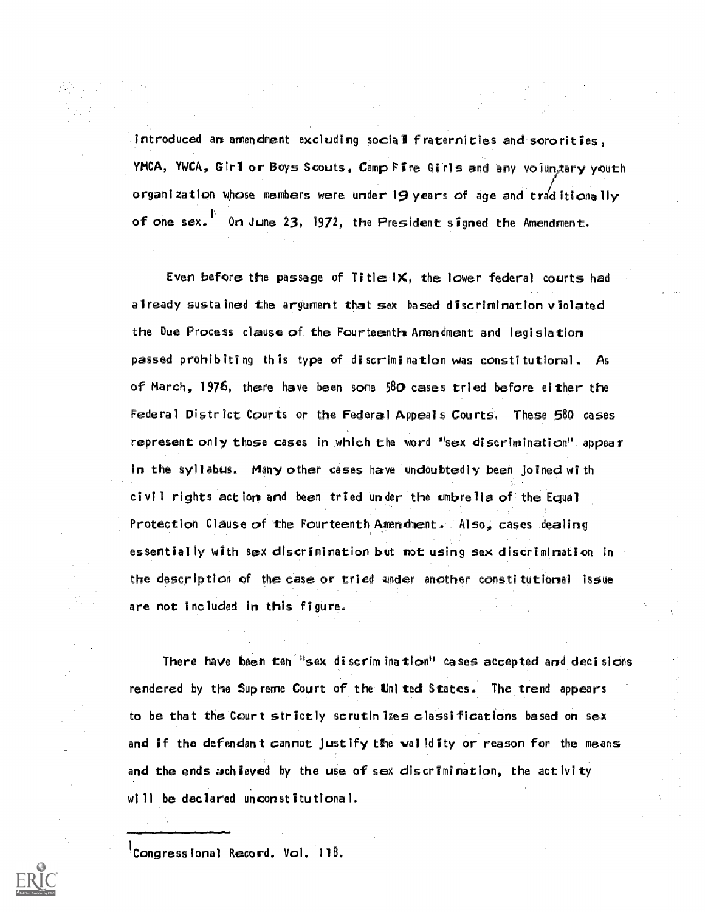introduced an amendment excluding social fraternities and sororities, YMCA, YWCA, Girl or Boys Scouts, Camp Fire Girls and any voluntary youth organization whose members were under 19 years of age and traditionally of one sex.[1] On June 23, 1972, the President signed the Amendment.

Even before the passage of Title IX, the lower federal courts had already sustained the argument that sex based discrimination violated the Due Process clause of the Fourteenth Amendment and legislation passed prohibiting this type of discrimination was constitutional. As of March, 1976, there have been some 580 cases tried before either the Federal District Courts or the Federal Appeals Courts. These 580 cases represent only those cases in which the word "sex discrimination" appear in the syllabus. Many other cases have undoubtedly been joined with civil rights action and been tried under the umbrella of the Equal Protection Clause of the Fourteenth Amendment. Also, cases dealing essentially with sex discrimination but not using sex discrimination in the description of the case or tried under another constitutional issue are not included in this figure.

There have been ten "sex discrimination" cases accepted and decisions rendered by the Supreme Court of the United States. The trend appears to be that the Court strictly scrutinizes classifications based on sex and if the defendant cannot justify the validity or reason for the means and the ends achieved by the use of sex discrimination, the activity will be declared unconstitutional.

---

[1] Congressional Record. Vol. 118.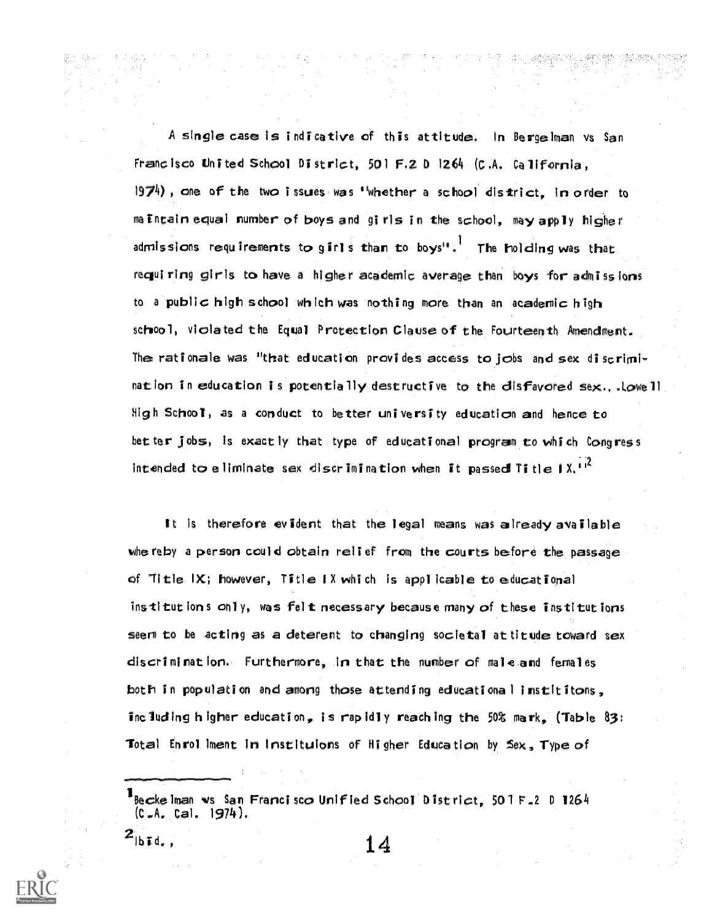A single case is indicative of this attitude. In Bergelman vs San Francisco United School District, 501 F.2 D 1264 (C.A. California, 1974), one of the two issues was "whether a school district, in order to maintain equal number of boys and girls in the school, may apply higher admissions requirements to girls than to boys".[1] The holding was that requiring girls to have a higher academic average than boys for admissions to a public high school which was nothing more than an academic high school, violated the Equal Protection Clause of the Fourteenth Amendment. The rationale was "that education provides access to jobs and sex discrimination in education is potentially destructive to the disfavored sex.. .Lowell High School, as a conduct to better university education and hence to better jobs, is exactly that type of educational program to which Congress intended to eliminate sex discrimination when it passed Title IX."[2]

It is therefore evident that the legal means was already available whereby a person could obtain relief from the courts before the passage of Title IX; however, Title IX which is applicable to educational institutions only, was felt necessary because many of these institutions seem to be acting as a deterent to changing societal attitude toward sex discrimination. Furthermore, in that the number of male and females both in population and among those attending educational institutions, including higher education, is rapidly reaching the 50% mark, (Table 83: Total Enrollment in Instituions of Higher Education by Sex, Type of

---

[1] Beckelman vs San Francisco Unified School District, 501 F.2 D 1264 (C.A. Cal. 1974).

[2] Ibid.,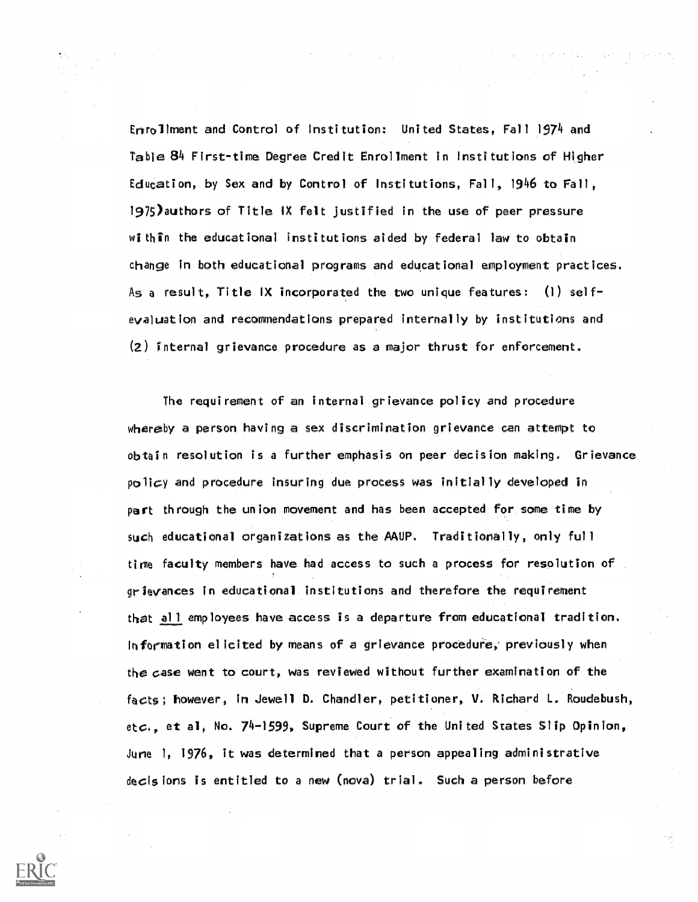Enrollment and Control of Institution: United States, Fall 1974 and Table 84 First-time Degree Credit Enrollment in Institutions of Higher Education, by Sex and by Control of Institutions, Fall, 1946 to Fall, 1975) authors of Title IX felt justified in the use of peer pressure within the educational institutions aided by federal law to obtain change in both educational programs and educational employment practices. As a result, Title IX incorporated the two unique features: (1) self-evaluation and recommendations prepared internally by institutions and (2) internal grievance procedure as a major thrust for enforcement.

The requirement of an internal grievance policy and procedure whereby a person having a sex discrimination grievance can attempt to obtain resolution is a further emphasis on peer decision making. Grievance policy and procedure insuring due process was initially developed in part through the union movement and has been accepted for some time by such educational organizations as the AAUP. Traditionally, only full time faculty members have had access to such a process for resolution of grievances in educational institutions and therefore the requirement that <u>all</u> employees have access is a departure from educational tradition. Information elicited by means of a grievance procedure, previously when the case went to court, was reviewed without further examination of the facts; however, in Jewell D. Chandler, petitioner, V. Richard L. Roudebush, etc., et al, No. 74-1599, Supreme Court of the United States Slip Opinion, June 1, 1976, it was determined that a person appealing administrative decisions is entitled to a new (nova) trial. Such a person before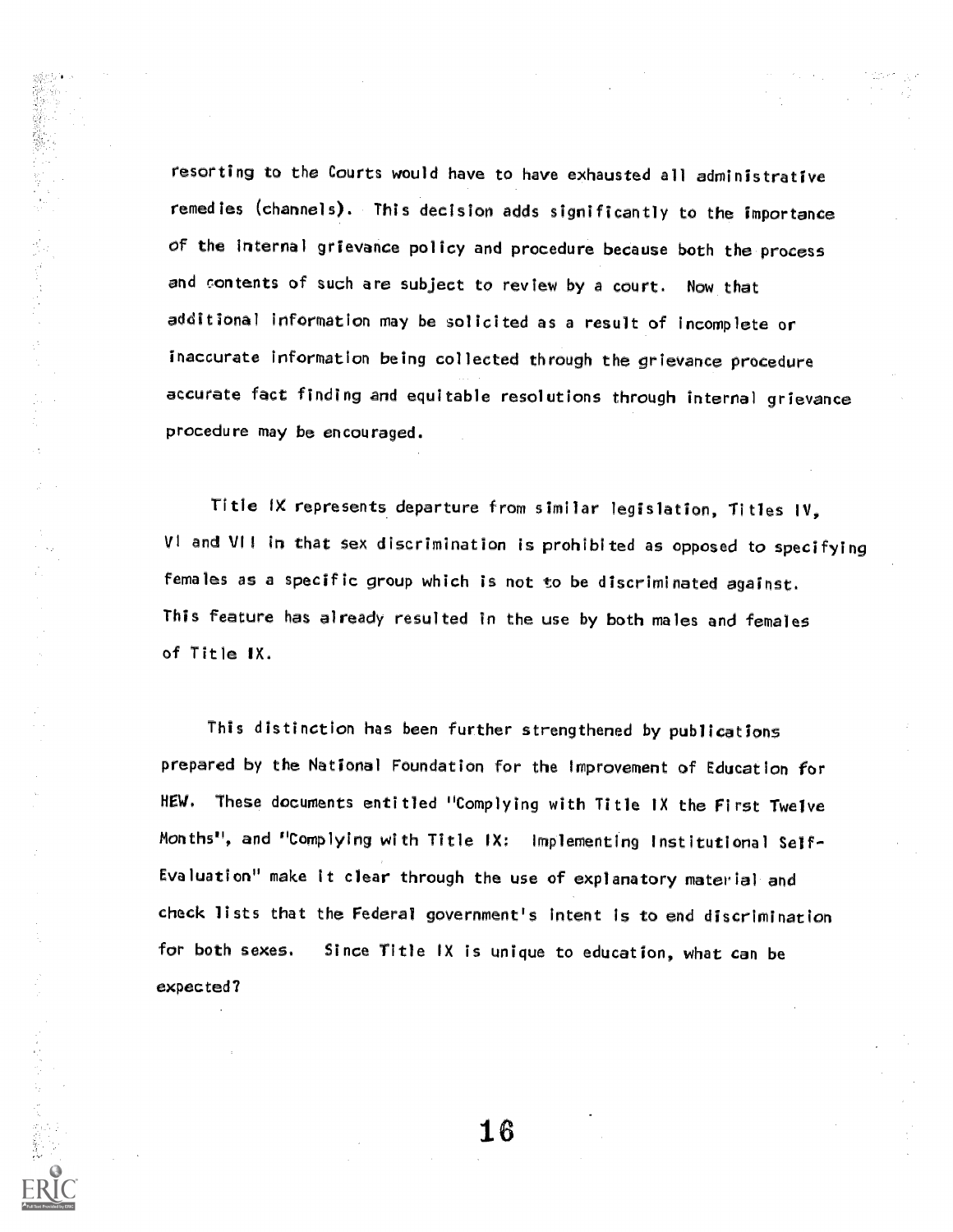resorting to the Courts would have to have exhausted all administrative remedies (channels). This decision adds significantly to the importance of the internal grievance policy and procedure because both the process and contents of such are subject to review by a court. Now that additional information may be solicited as a result of incomplete or inaccurate information being collected through the grievance procedure accurate fact finding and equitable resolutions through internal grievance procedure may be encouraged.

Title IX represents departure from similar legislation, Titles IV, VI and VII in that sex discrimination is prohibited as opposed to specifying females as a specific group which is not to be discriminated against. This feature has already resulted in the use by both males and females of Title IX.

This distinction has been further strengthened by publications prepared by the National Foundation for the Improvement of Education for HEW. These documents entitled "Complying with Title IX the First Twelve Months", and "Complying with Title IX: Implementing Institutional Self-Evaluation" make it clear through the use of explanatory material and check lists that the Federal government's intent is to end discrimination for both sexes. Since Title IX is unique to education, what can be expected?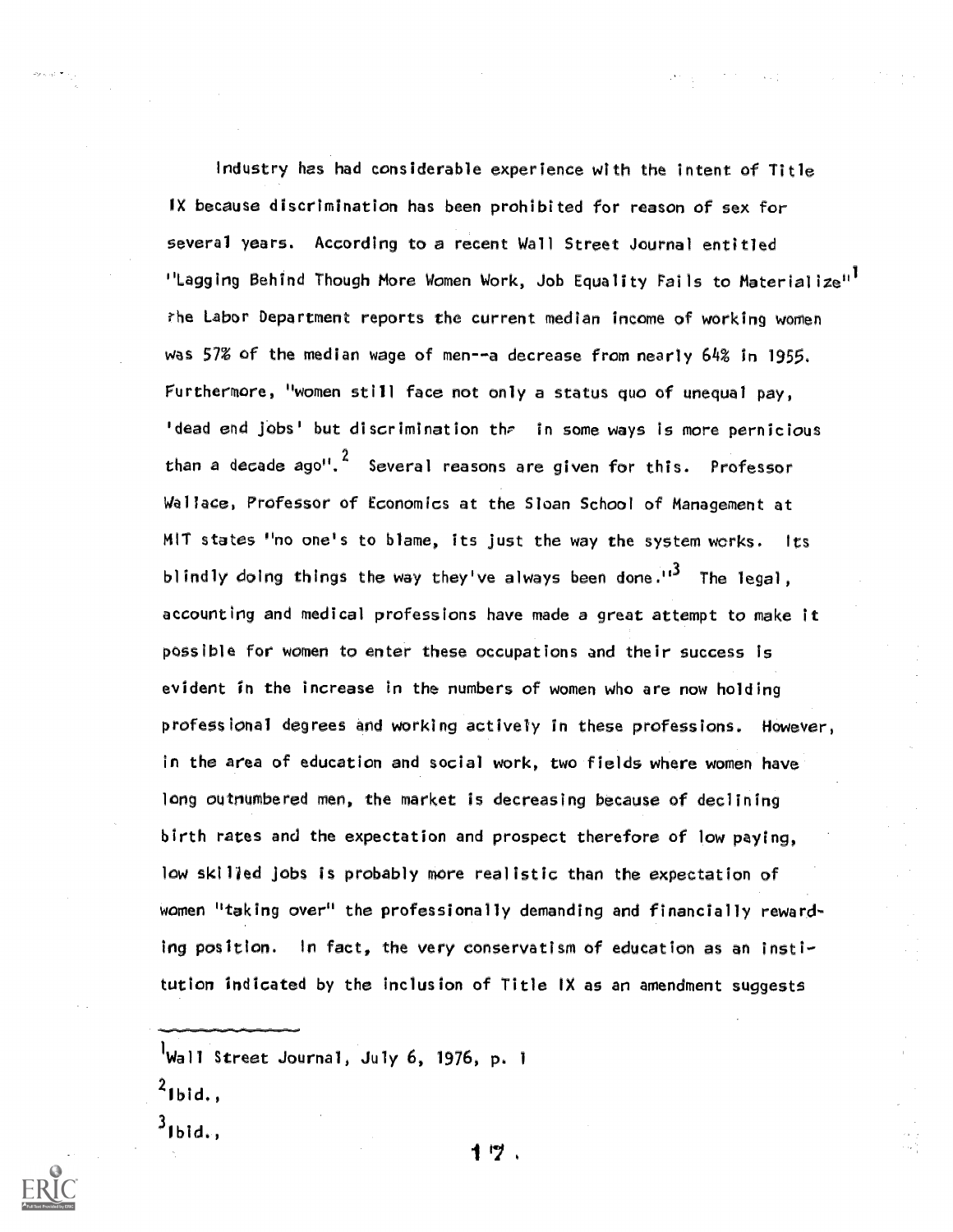Industry has had considerable experience with the intent of Title IX because discrimination has been prohibited for reason of sex for several years. According to a recent Wall Street Journal entitled "Lagging Behind Though More Women Work, Job Equality Fails to Materialize"[1] the Labor Department reports the current median income of working women was 57% of the median wage of men--a decrease from nearly 64% in 1955. Furthermore, "women still face not only a status quo of unequal pay, 'dead end jobs' but discrimination the in some ways is more pernicious than a decade ago".[2] Several reasons are given for this. Professor Wallace, Professor of Economics at the Sloan School of Management at MIT states "no one's to blame, its just the way the system works. Its blindly doing things the way they've always been done."[3] The legal, accounting and medical professions have made a great attempt to make it possible for women to enter these occupations and their success is evident in the increase in the numbers of women who are now holding professional degrees and working actively in these professions. However, in the area of education and social work, two fields where women have long outnumbered men, the market is decreasing because of declining birth rates and the expectation and prospect therefore of low paying, low skilled jobs is probably more realistic than the expectation of women "taking over" the professionally demanding and financially rewarding position. In fact, the very conservatism of education as an institution indicated by the inclusion of Title IX as an amendment suggests

---

[1] Wall Street Journal, July 6, 1976, p. 1

[2] Ibid.,

[3] Ibid.,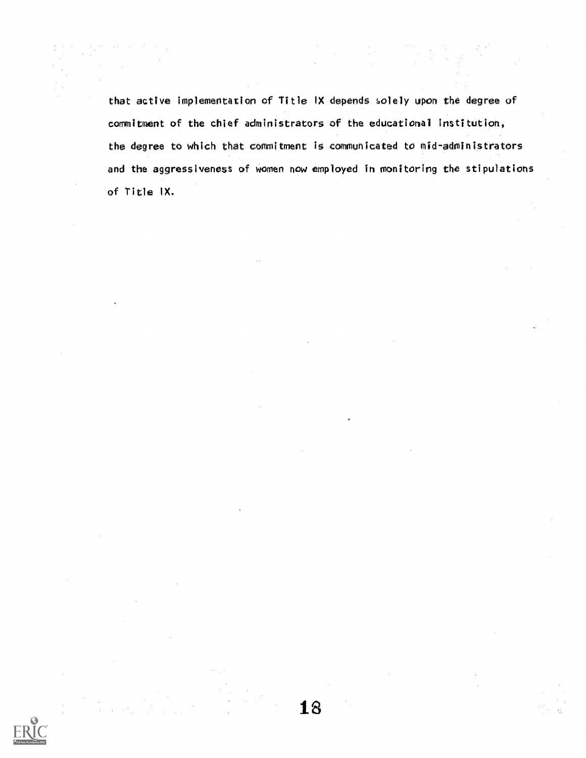that active implementation of Title IX depends solely upon the degree of commitment of the chief administrators of the educational institution, the degree to which that commitment is communicated to mid-administrators and the aggressiveness of women now employed in monitoring the stipulations of Title IX.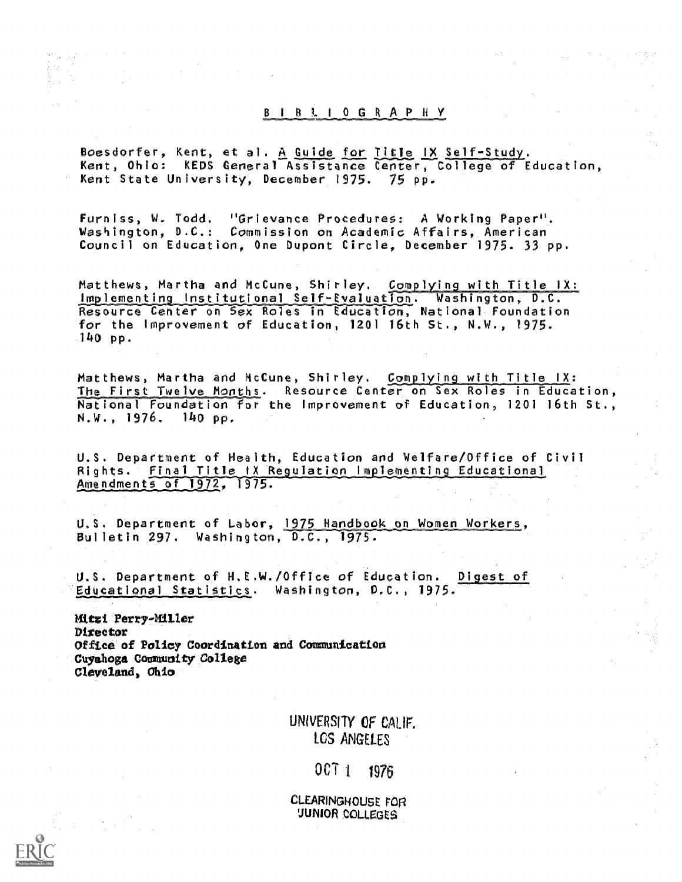# BIBLIOGRAPHY

Boesdorfer, Kent, et al. A Guide for Title IX Self-Study. Kent, Ohio: KEDS General Assistance Center, College of Education, Kent State University, December 1975. 75 pp.

Furniss, W. Todd. "Grievance Procedures: A Working Paper". Washington, D.C.: Commission on Academic Affairs, American Council on Education, One Dupont Circle, December 1975. 33 pp.

Matthews, Martha and McCune, Shirley. Complying with Title IX: Implementing Institutional Self-Evaluation. Washington, D.C. Resource Center on Sex Roles in Education, National Foundation for the Improvement of Education, 1201 16th St., N.W., 1975. 140 pp.

Matthews, Martha and McCune, Shirley. Complying with Title IX: The First Twelve Months. Resource Center on Sex Roles in Education, National Foundation for the Improvement of Education, 1201 16th St., N.W., 1976. 140 pp.

U.S. Department of Health, Education and Welfare/Office of Civil Rights. Final Title IX Regulation Implementing Educational Amendments of 1972, 1975.

U.S. Department of Labor, 1975 Handbook on Women Workers, Bulletin 297. Washington, D.C., 1975.

U.S. Department of H.E.W./Office of Education. Digest of Educational Statistics. Washington, D.C., 1975.

Mitzi Perry-Miller
Director
Office of Policy Coordination and Communication
Cuyahoga Community College
Cleveland, Ohio

UNIVERSITY OF CALIF.
LOS ANGELES

OCT 1 1976

CLEARINGHOUSE FOR
JUNIOR COLLEGES